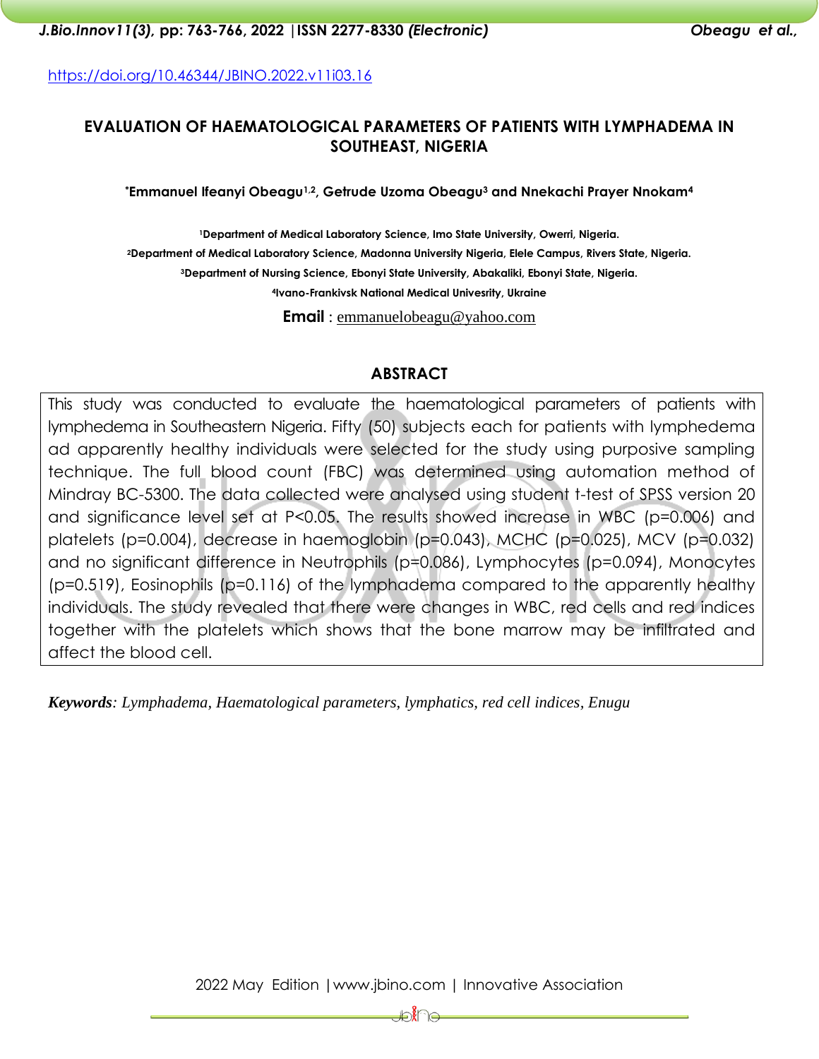https://doi.org/10.46344/JBINO.2022.v11i03.16

# EVALUATION OF HAEMATOLOGICAL PARAMETERS OF PATIENTS WITH LYMPHADEMA IN SOUTHEAST, NIGERIA

**\*Emmanuel Ifeanyi Obeagu[1,2], Getrude Uzoma Obeagu[3] and Nnekachi Prayer Nnokam[4]**

[1]Department of Medical Laboratory Science, Imo State University, Owerri, Nigeria.

[2]Department of Medical Laboratory Science, Madonna University Nigeria, Elele Campus, Rivers State, Nigeria.

[3]Department of Nursing Science, Ebonyi State University, Abakaliki, Ebonyi State, Nigeria.

[4]Ivano-Frankivsk National Medical Univesrity, Ukraine

**Email** : emmanuelobeagu@yahoo.com

## ABSTRACT

This study was conducted to evaluate the haematological parameters of patients with lymphedema in Southeastern Nigeria. Fifty (50) subjects each for patients with lymphedema ad apparently healthy individuals were selected for the study using purposive sampling technique. The full blood count (FBC) was determined using automation method of Mindray BC-5300. The data collected were analysed using student t-test of SPSS version 20 and significance level set at P<0.05. The results showed increase in WBC (p=0.006) and platelets (p=0.004), decrease in haemoglobin (p=0.043), MCHC (p=0.025), MCV (p=0.032) and no significant difference in Neutrophils (p=0.086), Lymphocytes (p=0.094), Monocytes (p=0.519), Eosinophils (p=0.116) of the lymphadema compared to the apparently healthy individuals. The study revealed that there were changes in WBC, red cells and red indices together with the platelets which shows that the bone marrow may be infiltrated and affect the blood cell.

***Keywords**: Lymphadema, Haematological parameters, lymphatics, red cell indices, Enugu*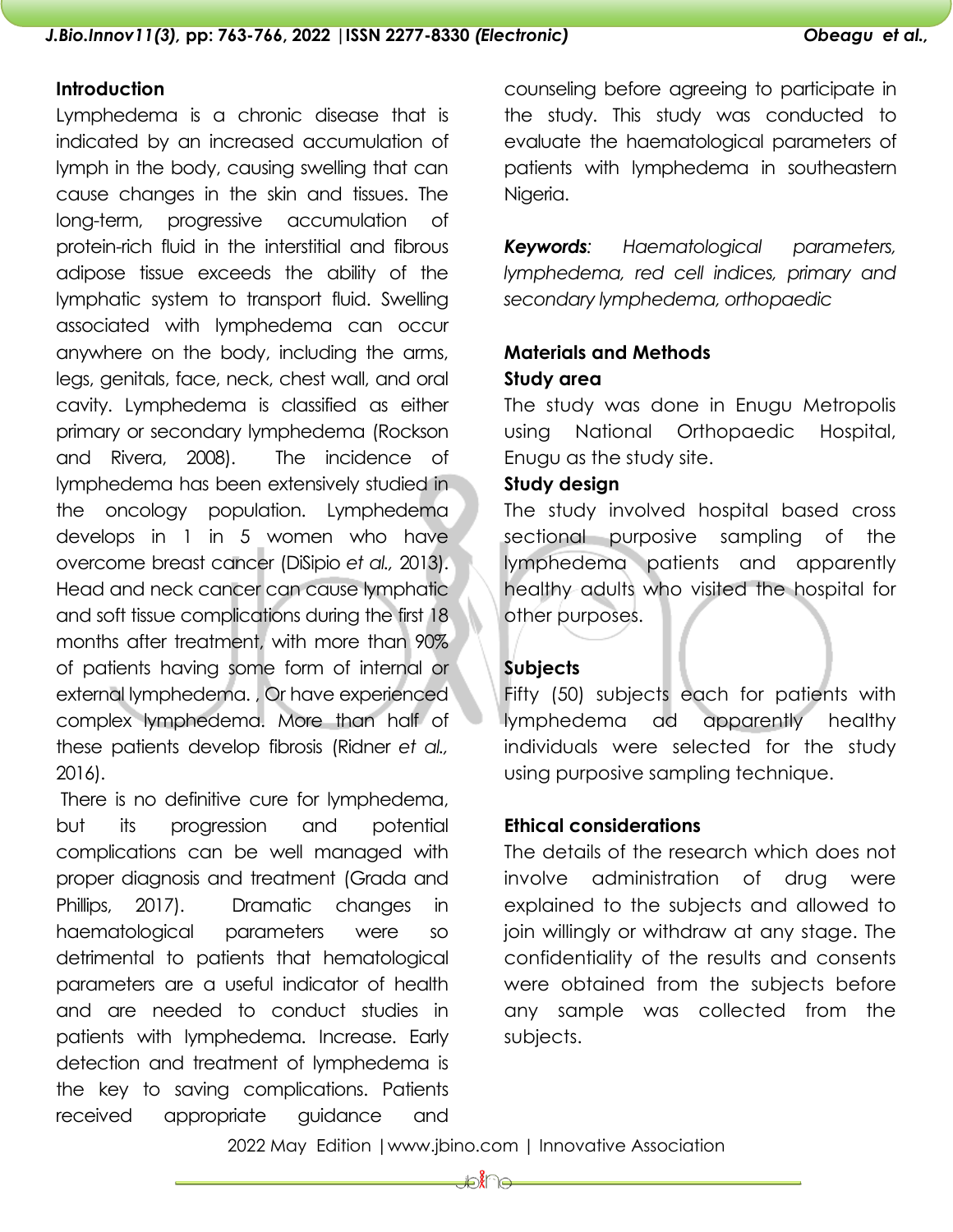### Introduction

Lymphedema is a chronic disease that is indicated by an increased accumulation of lymph in the body, causing swelling that can cause changes in the skin and tissues. The long-term, progressive accumulation of protein-rich fluid in the interstitial and fibrous adipose tissue exceeds the ability of the lymphatic system to transport fluid. Swelling associated with lymphedema can occur anywhere on the body, including the arms, legs, genitals, face, neck, chest wall, and oral cavity. Lymphedema is classified as either primary or secondary lymphedema (Rockson and Rivera, 2008). The incidence of lymphedema has been extensively studied in the oncology population. Lymphedema develops in 1 in 5 women who have overcome breast cancer (DiSipio *et al.,* 2013). Head and neck cancer can cause lymphatic and soft tissue complications during the first 18 months after treatment, with more than 90% of patients having some form of internal or external lymphedema. , Or have experienced complex lymphedema. More than half of these patients develop fibrosis (Ridner *et al.,* 2016).

There is no definitive cure for lymphedema, but its progression and potential complications can be well managed with proper diagnosis and treatment (Grada and Phillips, 2017). Dramatic changes in haematological parameters were so detrimental to patients that hematological parameters are a useful indicator of health and are needed to conduct studies in patients with lymphedema. Increase. Early detection and treatment of lymphedema is the key to saving complications. Patients received appropriate guidance and counseling before agreeing to participate in the study. This study was conducted to evaluate the haematological parameters of patients with lymphedema in southeastern Nigeria.

***Keywords:*** *Haematological parameters, lymphedema, red cell indices, primary and secondary lymphedema, orthopaedic*

### Materials and Methods

#### Study area

The study was done in Enugu Metropolis using National Orthopaedic Hospital, Enugu as the study site.

#### Study design

The study involved hospital based cross sectional purposive sampling of the lymphedema patients and apparently healthy adults who visited the hospital for other purposes.

#### Subjects

Fifty (50) subjects each for patients with lymphedema ad apparently healthy individuals were selected for the study using purposive sampling technique.

#### Ethical considerations

The details of the research which does not involve administration of drug were explained to the subjects and allowed to join willingly or withdraw at any stage. The confidentiality of the results and consents were obtained from the subjects before any sample was collected from the subjects.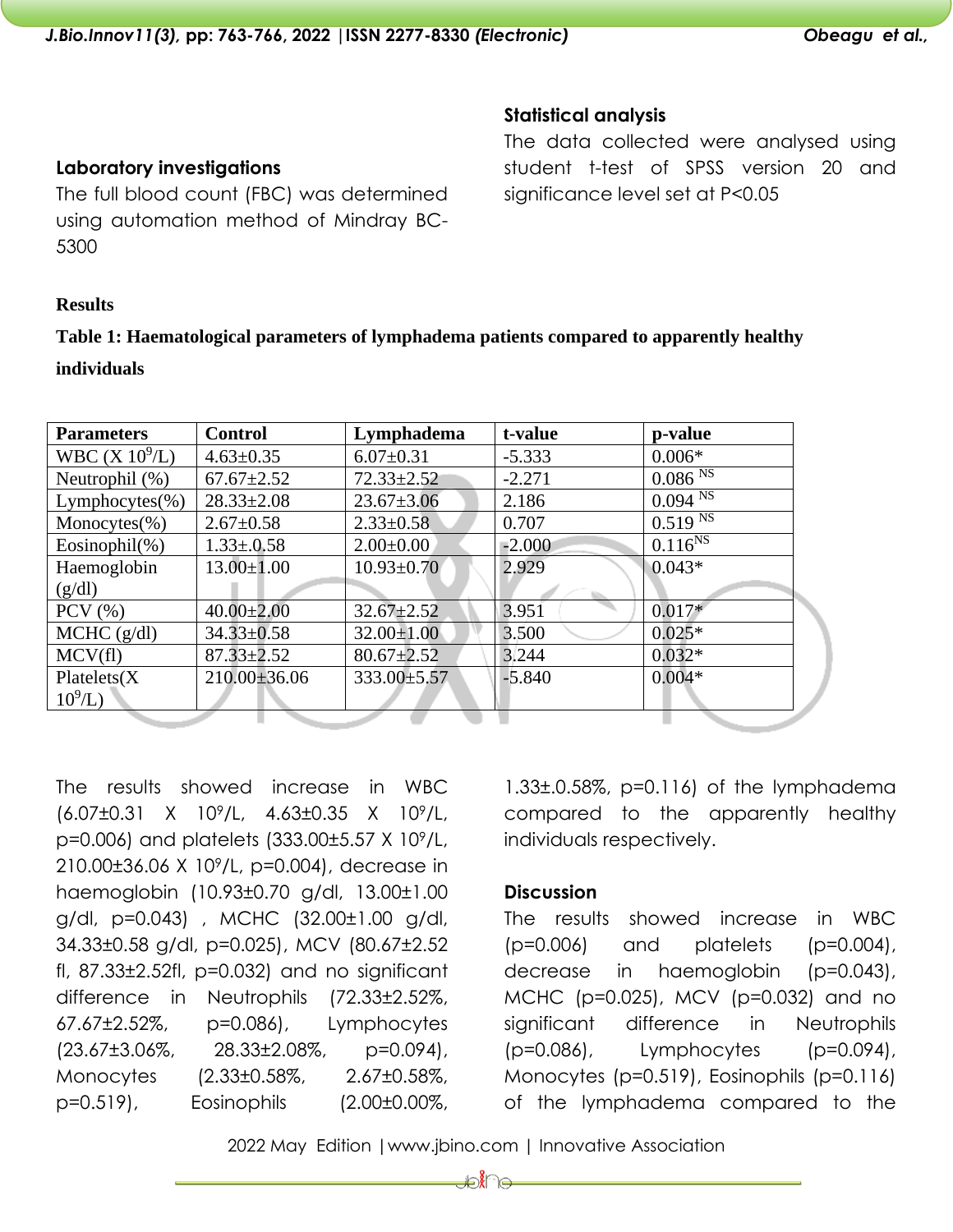### Laboratory investigations

The full blood count (FBC) was determined using automation method of Mindray BC-5300

### Statistical analysis

The data collected were analysed using student t-test of SPSS version 20 and significance level set at P<0.05

## Results

**Table 1: Haematological parameters of lymphadema patients compared to apparently healthy individuals**

| Parameters | Control | Lymphadema | t-value | p-value |
|---|---|---|---|---|
| WBC (X $10^9$/L) | 4.63±0.35 | 6.07±0.31 | -5.333 | 0.006* |
| Neutrophil (%) | 67.67±2.52 | 72.33±2.52 | -2.271 | 0.086 $^{NS}$ |
| Lymphocytes(%) | 28.33±2.08 | 23.67±3.06 | 2.186 | 0.094 $^{NS}$ |
| Monocytes(%) | 2.67±0.58 | 2.33±0.58 | 0.707 | 0.519 $^{NS}$ |
| Eosinophil(%) | 1.33±.0.58 | 2.00±0.00 | -2.000 | 0.116$^{NS}$ |
| Haemoglobin (g/dl) | 13.00±1.00 | 10.93±0.70 | 2.929 | 0.043* |
| PCV (%) | 40.00±2.00 | 32.67±2.52 | 3.951 | 0.017* |
| MCHC (g/dl) | 34.33±0.58 | 32.00±1.00 | 3.500 | 0.025* |
| MCV(fl) | 87.33±2.52 | 80.67±2.52 | 3.244 | 0.032* |
| Platelets(X $10^9$/L) | 210.00±36.06 | 333.00±5.57 | -5.840 | 0.004* |

The results showed increase in WBC (6.07±0.31 X $10^9$/L, 4.63±0.35 X $10^9$/L, p=0.006) and platelets (333.00±5.57 X $10^9$/L, 210.00±36.06 X $10^9$/L, p=0.004), decrease in haemoglobin (10.93±0.70 g/dl, 13.00±1.00 g/dl, p=0.043) , MCHC (32.00±1.00 g/dl, 34.33±0.58 g/dl, p=0.025), MCV (80.67±2.52 fl, 87.33±2.52fl, p=0.032) and no significant difference in Neutrophils (72.33±2.52%, 67.67±2.52%, p=0.086), Lymphocytes (23.67±3.06%, 28.33±2.08%, p=0.094), Monocytes (2.33±0.58%, 2.67±0.58%, p=0.519), Eosinophils (2.00±0.00%, 1.33±.0.58%, p=0.116) of the lymphadema compared to the apparently healthy individuals respectively.

## Discussion

The results showed increase in WBC (p=0.006) and platelets (p=0.004), decrease in haemoglobin (p=0.043), MCHC (p=0.025), MCV (p=0.032) and no significant difference in Neutrophils (p=0.086), Lymphocytes (p=0.094), Monocytes (p=0.519), Eosinophils (p=0.116) of the lymphadema compared to the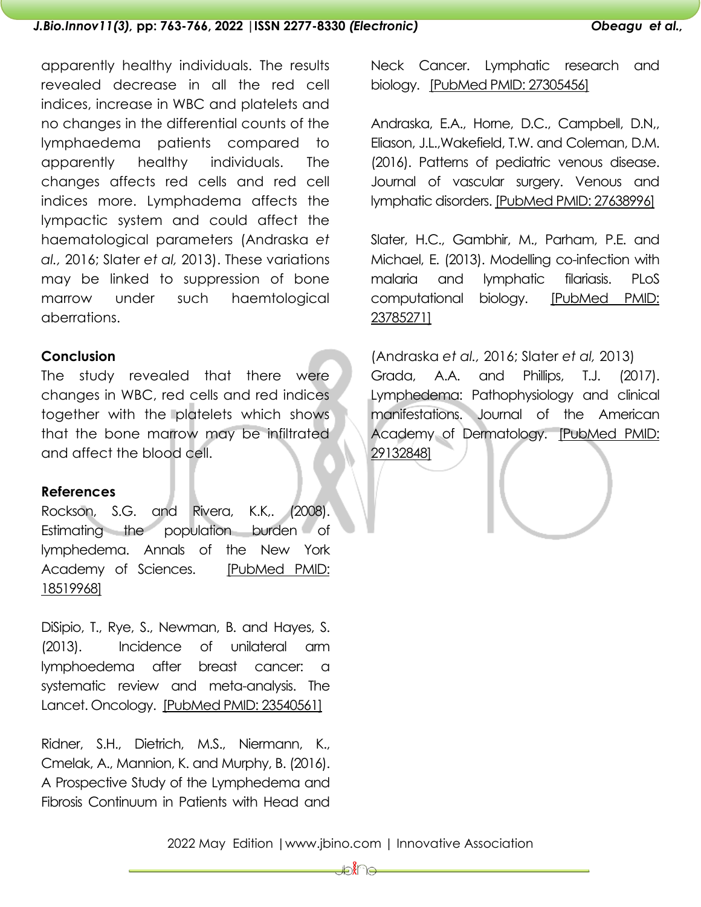apparently healthy individuals. The results revealed decrease in all the red cell indices, increase in WBC and platelets and no changes in the differential counts of the lymphaedema patients compared to apparently healthy individuals. The changes affects red cells and red cell indices more. Lymphadema affects the lympactic system and could affect the haematological parameters (Andraska *et al.,* 2016; Slater *et al,* 2013). These variations may be linked to suppression of bone marrow under such haemtological aberrations.

## Conclusion

The study revealed that there were changes in WBC, red cells and red indices together with the platelets which shows that the bone marrow may be infiltrated and affect the blood cell.

## References

Rockson, S.G. and Rivera, K.K,. (2008). Estimating the population burden of lymphedema. Annals of the New York Academy of Sciences. [PubMed PMID: 18519968]

DiSipio, T., Rye, S., Newman, B. and Hayes, S. (2013). Incidence of unilateral arm lymphoedema after breast cancer: a systematic review and meta-analysis. The Lancet. Oncology. [PubMed PMID: 23540561]

Ridner, S.H., Dietrich, M.S., Niermann, K., Cmelak, A., Mannion, K. and Murphy, B. (2016). A Prospective Study of the Lymphedema and Fibrosis Continuum in Patients with Head and Neck Cancer. Lymphatic research and biology. [PubMed PMID: 27305456]

Andraska, E.A., Horne, D.C., Campbell, D.N,, Eliason, J.L.,Wakefield, T.W. and Coleman, D.M. (2016). Patterns of pediatric venous disease. Journal of vascular surgery. Venous and lymphatic disorders. [PubMed PMID: 27638996]

Slater, H.C., Gambhir, M., Parham, P.E. and Michael, E. (2013). Modelling co-infection with malaria and lymphatic filariasis. PLoS computational biology. [PubMed PMID: 23785271]

(Andraska *et al.,* 2016; Slater *et al,* 2013)

Grada, A.A. and Phillips, T.J. (2017). Lymphedema: Pathophysiology and clinical manifestations. Journal of the American Academy of Dermatology. [PubMed PMID: 29132848]